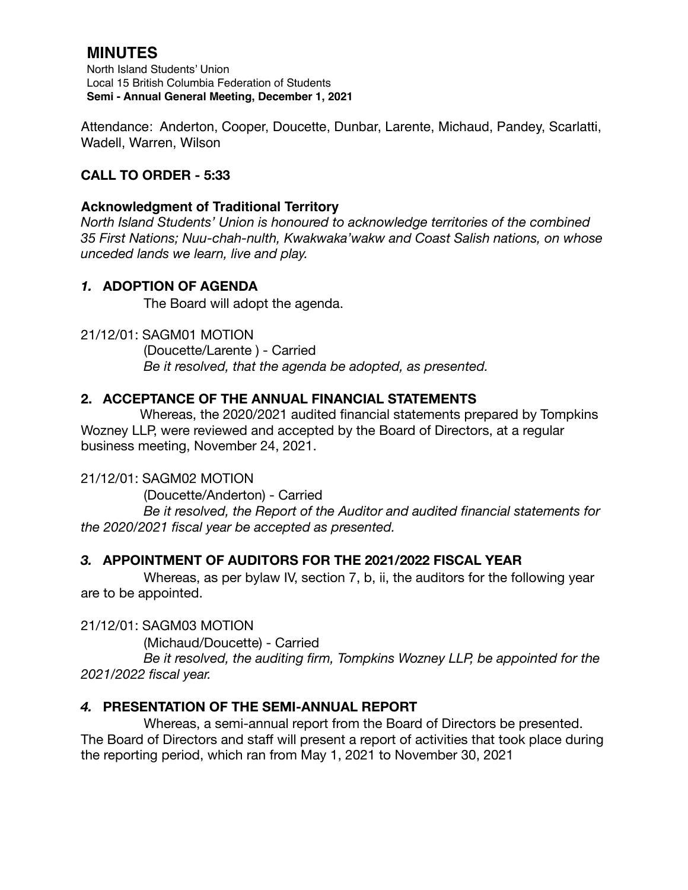# MINUTES

North Island Students' Union
Local 15 British Columbia Federation of Students
**Semi - Annual General Meeting, December 1, 2021**

Attendance: Anderton, Cooper, Doucette, Dunbar, Larente, Michaud, Pandey, Scarlatti, Wadell, Warren, Wilson

**CALL TO ORDER - 5:33**

**Acknowledgment of Traditional Territory**

*North Island Students' Union is honoured to acknowledge territories of the combined 35 First Nations; Nuu-chah-nulth, Kwakwaka'wakw and Coast Salish nations, on whose unceded lands we learn, live and play.*

## *1.* ADOPTION OF AGENDA

The Board will adopt the agenda.

21/12/01: SAGM01 MOTION

(Doucette/Larente ) - Carried

*Be it resolved, that the agenda be adopted, as presented.*

## 2. ACCEPTANCE OF THE ANNUAL FINANCIAL STATEMENTS

Whereas, the 2020/2021 audited financial statements prepared by Tompkins Wozney LLP, were reviewed and accepted by the Board of Directors, at a regular business meeting, November 24, 2021.

21/12/01: SAGM02 MOTION

(Doucette/Anderton) - Carried

*Be it resolved, the Report of the Auditor and audited financial statements for the 2020/2021 fiscal year be accepted as presented.*

## *3.* APPOINTMENT OF AUDITORS FOR THE 2021/2022 FISCAL YEAR

Whereas, as per bylaw IV, section 7, b, ii, the auditors for the following year are to be appointed.

21/12/01: SAGM03 MOTION

(Michaud/Doucette) - Carried

*Be it resolved, the auditing firm, Tompkins Wozney LLP, be appointed for the 2021/2022 fiscal year.*

## *4.* PRESENTATION OF THE SEMI-ANNUAL REPORT

Whereas, a semi-annual report from the Board of Directors be presented. The Board of Directors and staff will present a report of activities that took place during the reporting period, which ran from May 1, 2021 to November 30, 2021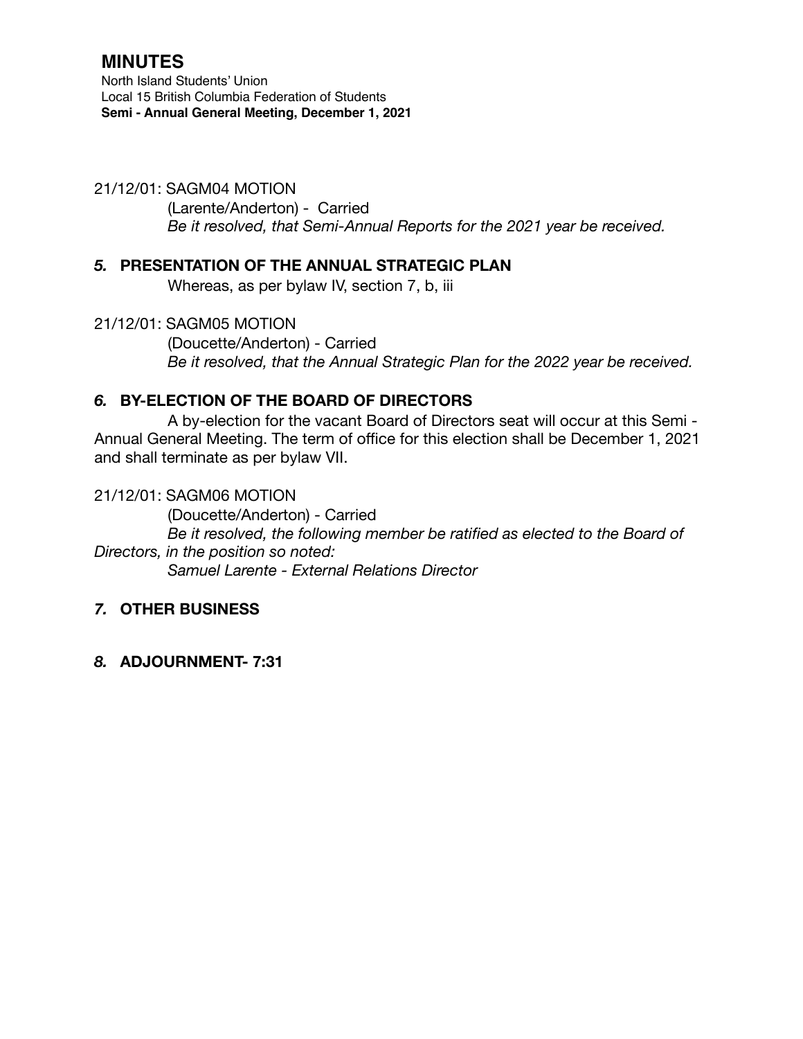# MINUTES

North Island Students' Union
Local 15 British Columbia Federation of Students
**Semi - Annual General Meeting, December 1, 2021**

21/12/01: SAGM04 MOTION

(Larente/Anderton) - Carried

*Be it resolved, that Semi-Annual Reports for the 2021 year be received.*

## *5.* PRESENTATION OF THE ANNUAL STRATEGIC PLAN

Whereas, as per bylaw IV, section 7, b, iii

21/12/01: SAGM05 MOTION

(Doucette/Anderton) - Carried

*Be it resolved, that the Annual Strategic Plan for the 2022 year be received.*

## *6.* BY-ELECTION OF THE BOARD OF DIRECTORS

A by-election for the vacant Board of Directors seat will occur at this Semi - Annual General Meeting. The term of office for this election shall be December 1, 2021 and shall terminate as per bylaw VII.

21/12/01: SAGM06 MOTION

(Doucette/Anderton) - Carried

*Be it resolved, the following member be ratified as elected to the Board of Directors, in the position so noted:*

*Samuel Larente - External Relations Director*

## *7.* OTHER BUSINESS

## *8.* ADJOURNMENT- 7:31